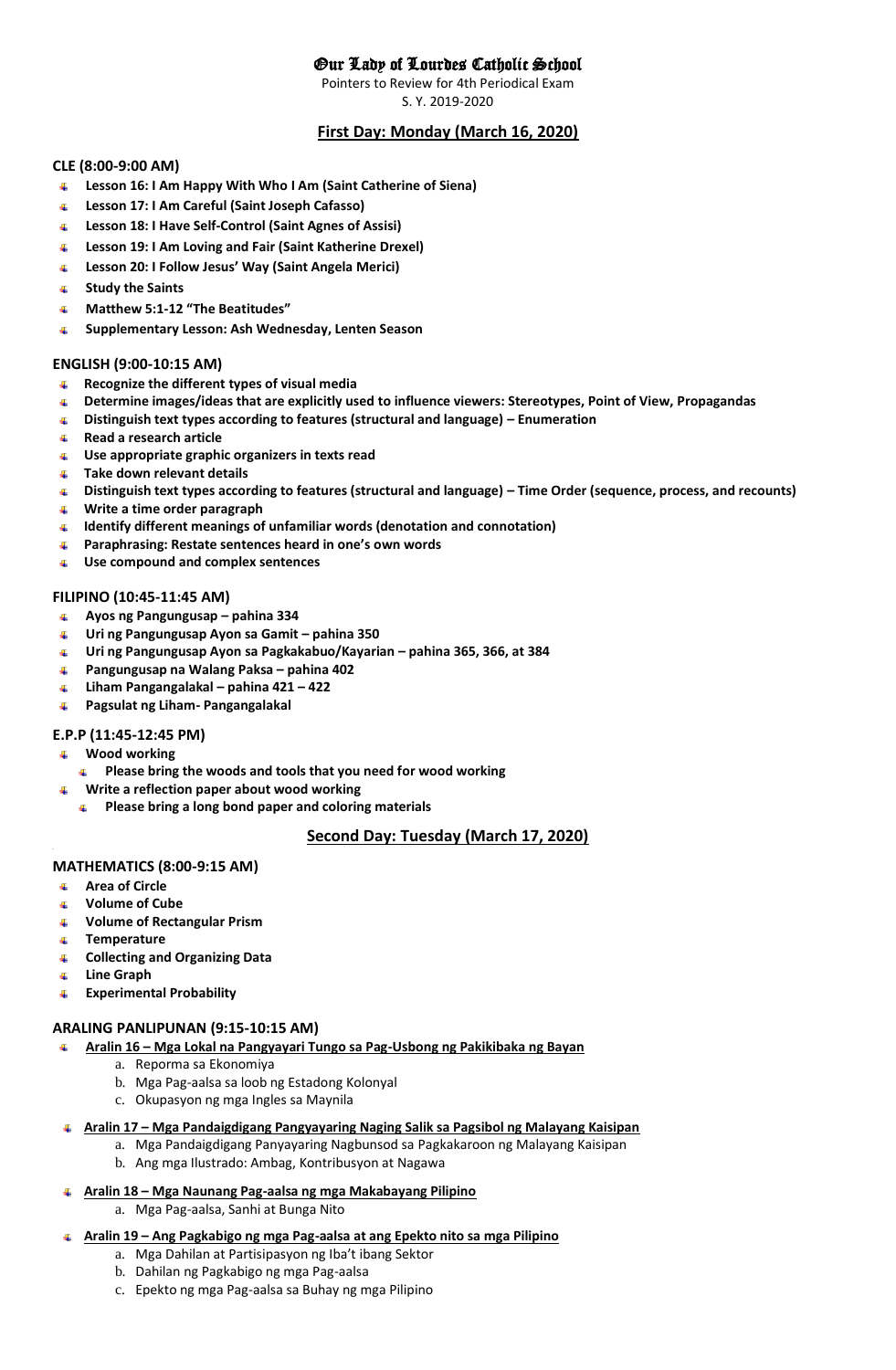# Our Lady of Lourdes Catholic School

Pointers to Review for 4th Periodical Exam
S. Y. 2019-2020

## First Day: Monday (March 16, 2020)

### CLE (8:00-9:00 AM)

- **Lesson 16: I Am Happy With Who I Am (Saint Catherine of Siena)**
- **Lesson 17: I Am Careful (Saint Joseph Cafasso)**
- **Lesson 18: I Have Self-Control (Saint Agnes of Assisi)**
- **Lesson 19: I Am Loving and Fair (Saint Katherine Drexel)**
- **Lesson 20: I Follow Jesus' Way (Saint Angela Merici)**
- **Study the Saints**
- **Matthew 5:1-12 "The Beatitudes"**
- **Supplementary Lesson: Ash Wednesday, Lenten Season**

### ENGLISH (9:00-10:15 AM)

- **Recognize the different types of visual media**
- **Determine images/ideas that are explicitly used to influence viewers: Stereotypes, Point of View, Propagandas**
- **Distinguish text types according to features (structural and language) – Enumeration**
- **Read a research article**
- **Use appropriate graphic organizers in texts read**
- **Take down relevant details**
- **Distinguish text types according to features (structural and language) – Time Order (sequence, process, and recounts)**
- **Write a time order paragraph**
- **Identify different meanings of unfamiliar words (denotation and connotation)**
- **Paraphrasing: Restate sentences heard in one's own words**
- **Use compound and complex sentences**

### FILIPINO (10:45-11:45 AM)

- **Ayos ng Pangungusap – pahina 334**
- **Uri ng Pangungusap Ayon sa Gamit – pahina 350**
- **Uri ng Pangungusap Ayon sa Pagkakabuo/Kayarian – pahina 365, 366, at 384**
- **Pangungusap na Walang Paksa – pahina 402**
- **Liham Pangangalakal – pahina 421 – 422**
- **Pagsulat ng Liham- Pangangalakal**

### E.P.P (11:45-12:45 PM)

- **Wood working**
  - **Please bring the woods and tools that you need for wood working**
- **Write a reflection paper about wood working**
  - **Please bring a long bond paper and coloring materials**

## Second Day: Tuesday (March 17, 2020)

### MATHEMATICS (8:00-9:15 AM)

- **Area of Circle**
- **Volume of Cube**
- **Volume of Rectangular Prism**
- **Temperature**
- **Collecting and Organizing Data**
- **Line Graph**
- **Experimental Probability**

### ARALING PANLIPUNAN (9:15-10:15 AM)

- **Aralin 16 – Mga Lokal na Pangyayari Tungo sa Pag-Usbong ng Pakikibaka ng Bayan**
  a. Reporma sa Ekonomiya
  b. Mga Pag-aalsa sa loob ng Estadong Kolonyal
  c. Okupasyon ng mga Ingles sa Maynila
- **Aralin 17 – Mga Pandaigdigang Pangyayaring Naging Salik sa Pagsibol ng Malayang Kaisipan**
  a. Mga Pandaigdigang Panyayaring Nagbunsod sa Pagkakaroon ng Malayang Kaisipan
  b. Ang mga Ilustrado: Ambag, Kontribusyon at Nagawa
- **Aralin 18 – Mga Naunang Pag-aalsa ng mga Makabayang Pilipino**
  a. Mga Pag-aalsa, Sanhi at Bunga Nito
- **Aralin 19 – Ang Pagkabigo ng mga Pag-aalsa at ang Epekto nito sa mga Pilipino**
  a. Mga Dahilan at Partisipasyon ng Iba't ibang Sektor
  b. Dahilan ng Pagkabigo ng mga Pag-aalsa
  c. Epekto ng mga Pag-aalsa sa Buhay ng mga Pilipino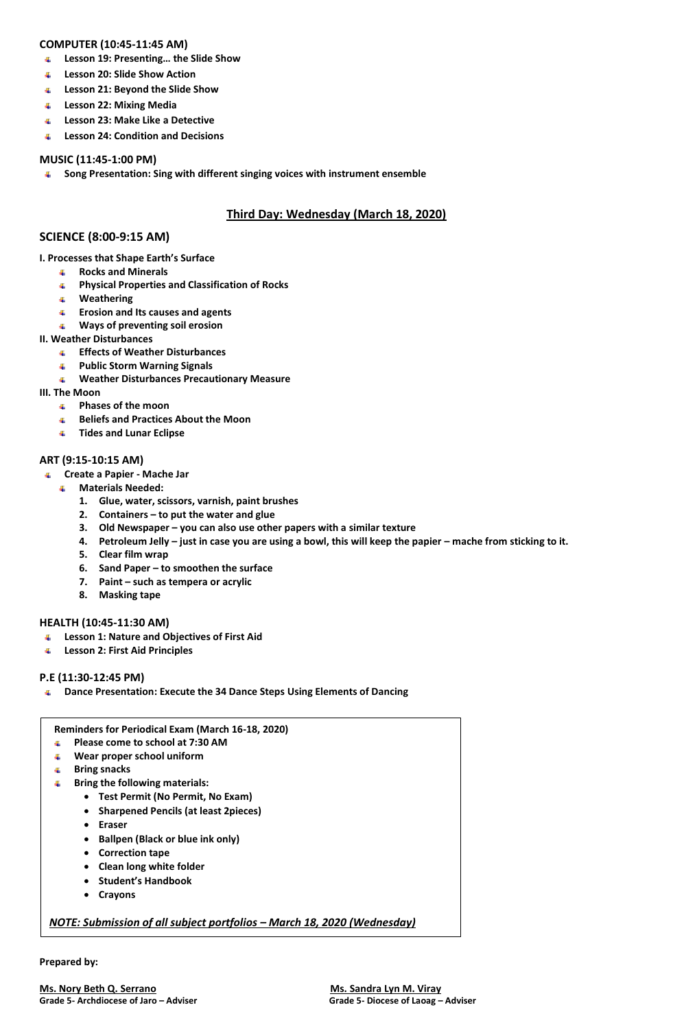**COMPUTER (10:45-11:45 AM)**

- **Lesson 19: Presenting… the Slide Show**
- **Lesson 20: Slide Show Action**
- **Lesson 21: Beyond the Slide Show**
- **Lesson 22: Mixing Media**
- **Lesson 23: Make Like a Detective**
- **Lesson 24: Condition and Decisions**

**MUSIC (11:45-1:00 PM)**

- **Song Presentation: Sing with different singing voices with instrument ensemble**

## Third Day: Wednesday (March 18, 2020)

### SCIENCE (8:00-9:15 AM)

**I. Processes that Shape Earth's Surface**

- **Rocks and Minerals**
- **Physical Properties and Classification of Rocks**
- **Weathering**
- **Erosion and Its causes and agents**
- **Ways of preventing soil erosion**

**II. Weather Disturbances**

- **Effects of Weather Disturbances**
- **Public Storm Warning Signals**
- **Weather Disturbances Precautionary Measure**

**III. The Moon**

- **Phases of the moon**
- **Beliefs and Practices About the Moon**
- **Tides and Lunar Eclipse**

**ART (9:15-10:15 AM)**

- **Create a Papier - Mache Jar**
  - **Materials Needed:**
    1. **Glue, water, scissors, varnish, paint brushes**
    2. **Containers – to put the water and glue**
    3. **Old Newspaper – you can also use other papers with a similar texture**
    4. **Petroleum Jelly – just in case you are using a bowl, this will keep the papier – mache from sticking to it.**
    5. **Clear film wrap**
    6. **Sand Paper – to smoothen the surface**
    7. **Paint – such as tempera or acrylic**
    8. **Masking tape**

**HEALTH (10:45-11:30 AM)**

- **Lesson 1: Nature and Objectives of First Aid**
- **Lesson 2: First Aid Principles**

**P.E (11:30-12:45 PM)**

- **Dance Presentation: Execute the 34 Dance Steps Using Elements of Dancing**

**Reminders for Periodical Exam (March 16-18, 2020)**

- **Please come to school at 7:30 AM**
- **Wear proper school uniform**
- **Bring snacks**
- **Bring the following materials:**
  - **Test Permit (No Permit, No Exam)**
  - **Sharpened Pencils (at least 2pieces)**
  - **Eraser**
  - **Ballpen (Black or blue ink only)**
  - **Correction tape**
  - **Clean long white folder**
  - **Student's Handbook**
  - **Crayons**

***NOTE: Submission of all subject portfolios – March 18, 2020 (Wednesday)***

**Prepared by:**

**Ms. Nory Beth Q. Serrano**
**Grade 5- Archdiocese of Jaro – Adviser**

**Ms. Sandra Lyn M. Viray**
**Grade 5- Diocese of Laoag – Adviser**